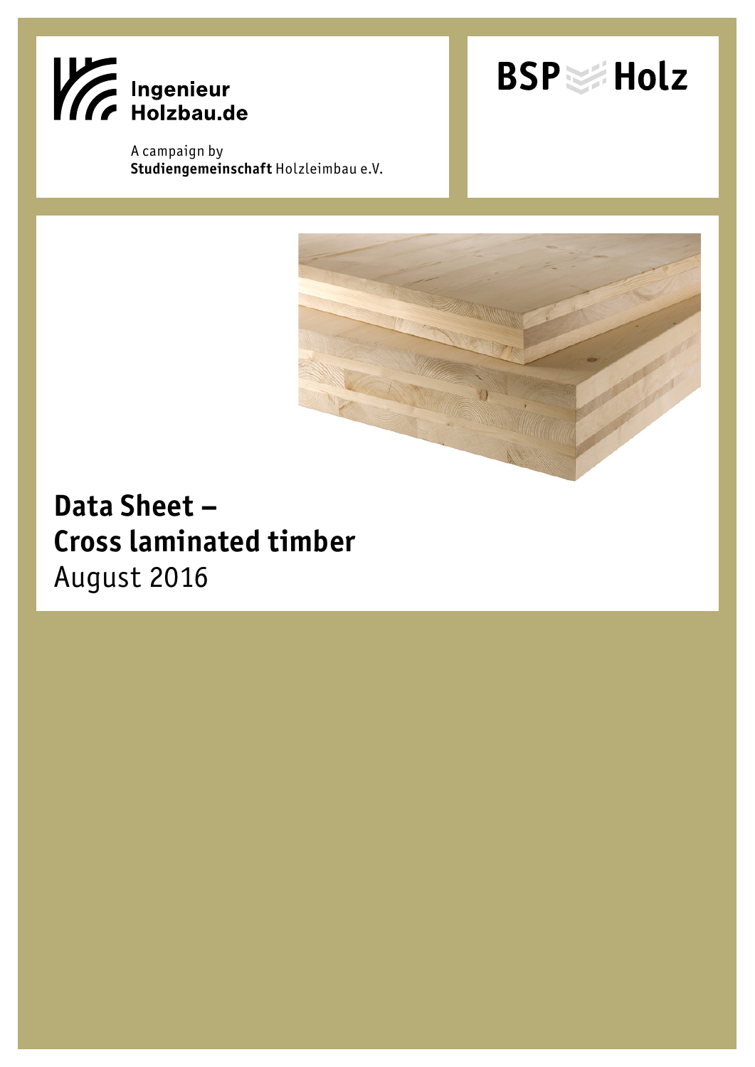Ingenieur Holzbau.de

A campaign by **Studiengemeinschaft** Holzleimbau e.V.

BSP Holz

# Data Sheet – Cross laminated timber

August 2016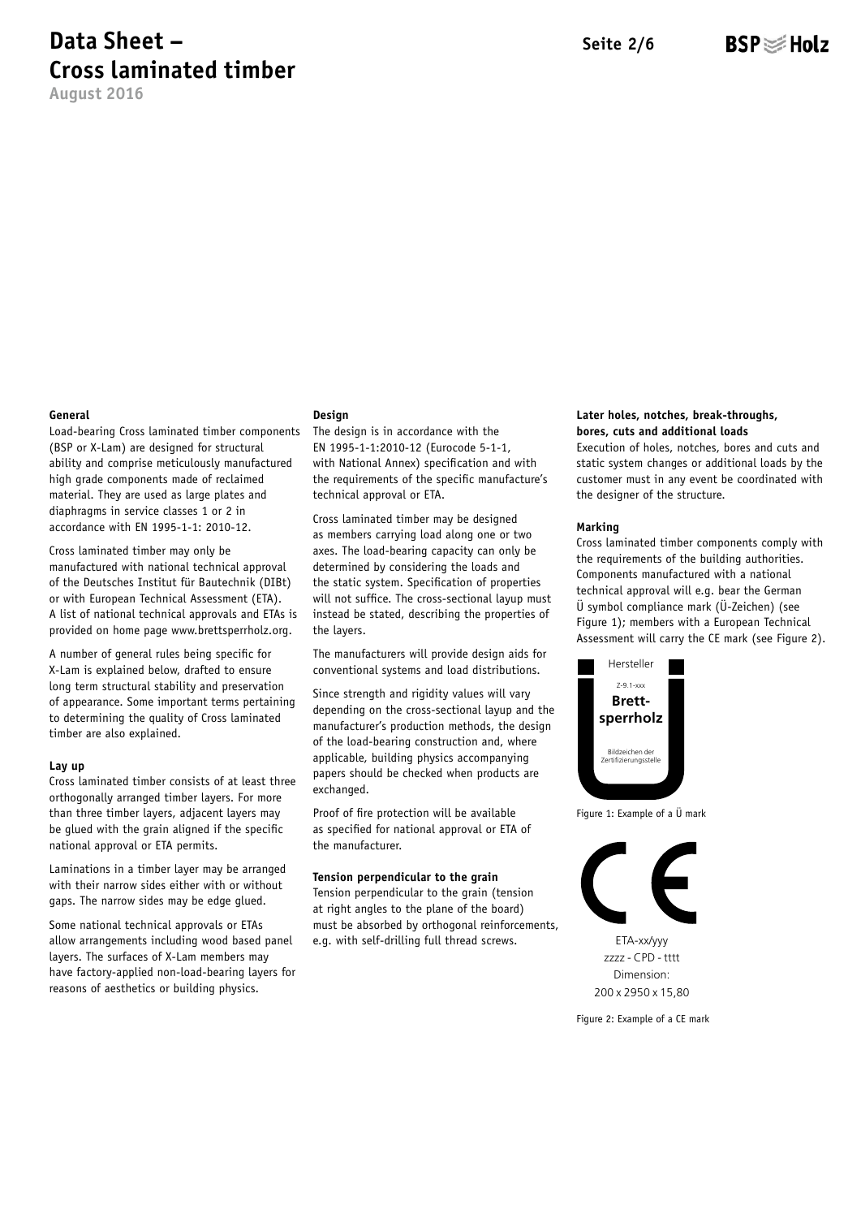# Data Sheet – Cross laminated timber

August 2016

#### General

Load-bearing Cross laminated timber components (BSP or X-Lam) are designed for structural ability and comprise meticulously manufactured high grade components made of reclaimed material. They are used as large plates and diaphragms in service classes 1 or 2 in accordance with EN 1995-1-1: 2010-12.

Cross laminated timber may only be manufactured with national technical approval of the Deutsches Institut für Bautechnik (DIBt) or with European Technical Assessment (ETA). A list of national technical approvals and ETAs is provided on home page www.brettsperrholz.org.

A number of general rules being specific for X-Lam is explained below, drafted to ensure long term structural stability and preservation of appearance. Some important terms pertaining to determining the quality of Cross laminated timber are also explained.

#### Lay up

Cross laminated timber consists of at least three orthogonally arranged timber layers. For more than three timber layers, adjacent layers may be glued with the grain aligned if the specific national approval or ETA permits.

Laminations in a timber layer may be arranged with their narrow sides either with or without gaps. The narrow sides may be edge glued.

Some national technical approvals or ETAs allow arrangements including wood based panel layers. The surfaces of X-Lam members may have factory-applied non-load-bearing layers for reasons of aesthetics or building physics.

#### Design

The design is in accordance with the EN 1995-1-1:2010-12 (Eurocode 5-1-1, with National Annex) specification and with the requirements of the specific manufacture's technical approval or ETA.

Cross laminated timber may be designed as members carrying load along one or two axes. The load-bearing capacity can only be determined by considering the loads and the static system. Specification of properties will not suffice. The cross-sectional layup must instead be stated, describing the properties of the layers.

The manufacturers will provide design aids for conventional systems and load distributions.

Since strength and rigidity values will vary depending on the cross-sectional layup and the manufacturer's production methods, the design of the load-bearing construction and, where applicable, building physics accompanying papers should be checked when products are exchanged.

Proof of fire protection will be available as specified for national approval or ETA of the manufacturer.

#### Tension perpendicular to the grain

Tension perpendicular to the grain (tension at right angles to the plane of the board) must be absorbed by orthogonal reinforcements, e.g. with self-drilling full thread screws.

#### Later holes, notches, break-throughs, bores, cuts and additional loads

Execution of holes, notches, bores and cuts and static system changes or additional loads by the customer must in any event be coordinated with the designer of the structure.

#### Marking

Cross laminated timber components comply with the requirements of the building authorities. Components manufactured with a national technical approval will e.g. bear the German Ü symbol compliance mark (Ü-Zeichen) (see Figure 1); members with a European Technical Assessment will carry the CE mark (see Figure 2).

Hersteller

Z-9.1-xxx

**Brett-sperrholz**

Bildzeichen der Zertifizierungsstelle

Figure 1: Example of a Ü mark

CE

ETA-xx/yyy
zzzz - CPD - tttt
Dimension:
200 x 2950 x 15,80

Figure 2: Example of a CE mark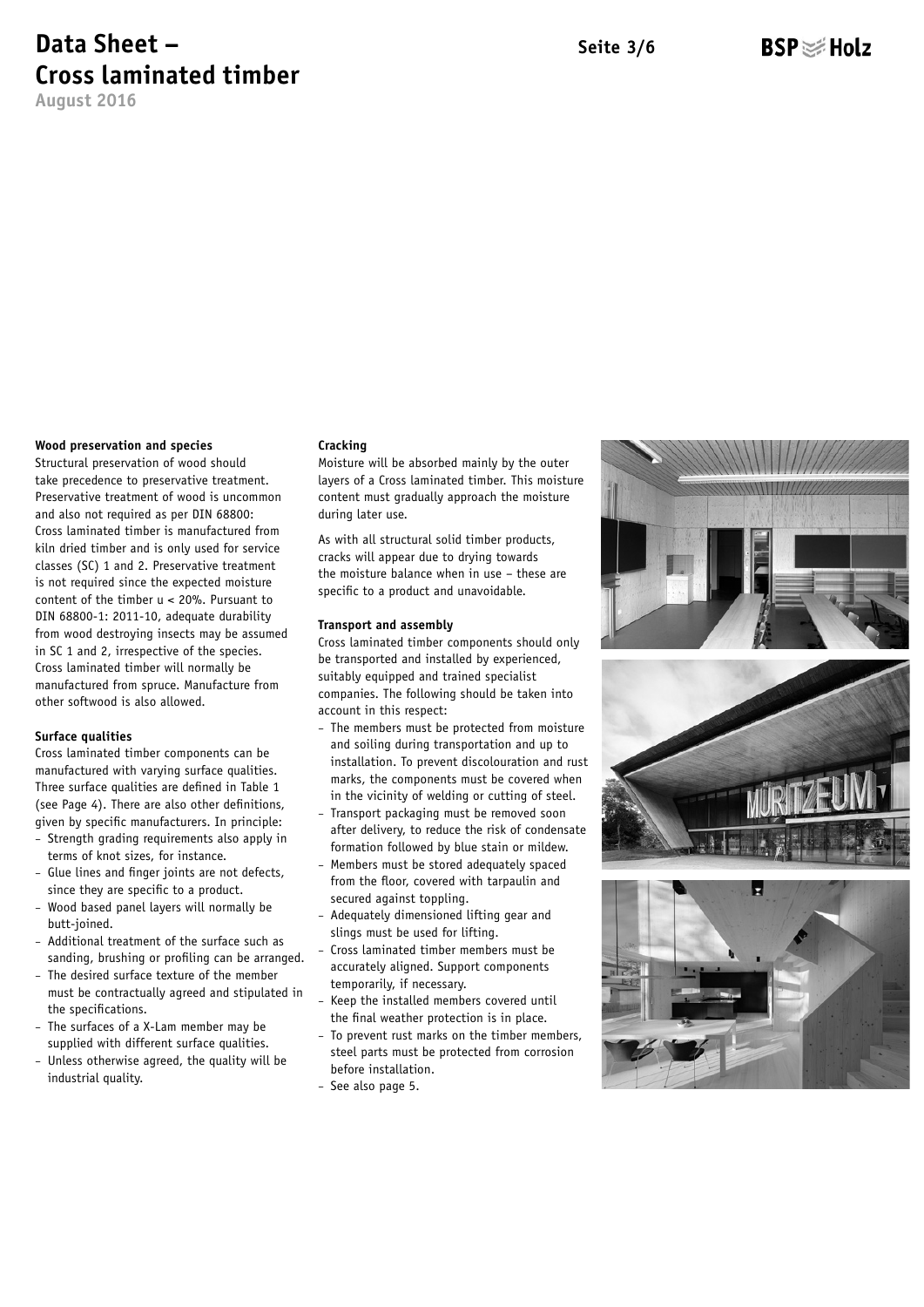### Wood preservation and species

Structural preservation of wood should take precedence to preservative treatment. Preservative treatment of wood is uncommon and also not required as per DIN 68800: Cross laminated timber is manufactured from kiln dried timber and is only used for service classes (SC) 1 and 2. Preservative treatment is not required since the expected moisture content of the timber u < 20%. Pursuant to DIN 68800-1: 2011-10, adequate durability from wood destroying insects may be assumed in SC 1 and 2, irrespective of the species. Cross laminated timber will normally be manufactured from spruce. Manufacture from other softwood is also allowed.

### Surface qualities

Cross laminated timber components can be manufactured with varying surface qualities. Three surface qualities are defined in Table 1 (see Page 4). There are also other definitions, given by specific manufacturers. In principle:

- Strength grading requirements also apply in terms of knot sizes, for instance.
- Glue lines and finger joints are not defects, since they are specific to a product.
- Wood based panel layers will normally be butt-joined.
- Additional treatment of the surface such as sanding, brushing or profiling can be arranged.
- The desired surface texture of the member must be contractually agreed and stipulated in the specifications.
- The surfaces of a X-Lam member may be supplied with different surface qualities.
- Unless otherwise agreed, the quality will be industrial quality.

### Cracking

Moisture will be absorbed mainly by the outer layers of a Cross laminated timber. This moisture content must gradually approach the moisture during later use.

As with all structural solid timber products, cracks will appear due to drying towards the moisture balance when in use – these are specific to a product and unavoidable.

### Transport and assembly

Cross laminated timber components should only be transported and installed by experienced, suitably equipped and trained specialist companies. The following should be taken into account in this respect:

- The members must be protected from moisture and soiling during transportation and up to installation. To prevent discolouration and rust marks, the components must be covered when in the vicinity of welding or cutting of steel.
- Transport packaging must be removed soon after delivery, to reduce the risk of condensate formation followed by blue stain or mildew.
- Members must be stored adequately spaced from the floor, covered with tarpaulin and secured against toppling.
- Adequately dimensioned lifting gear and slings must be used for lifting.
- Cross laminated timber members must be accurately aligned. Support components temporarily, if necessary.
- Keep the installed members covered until the final weather protection is in place.
- To prevent rust marks on the timber members, steel parts must be protected from corrosion before installation.
- See also page 5.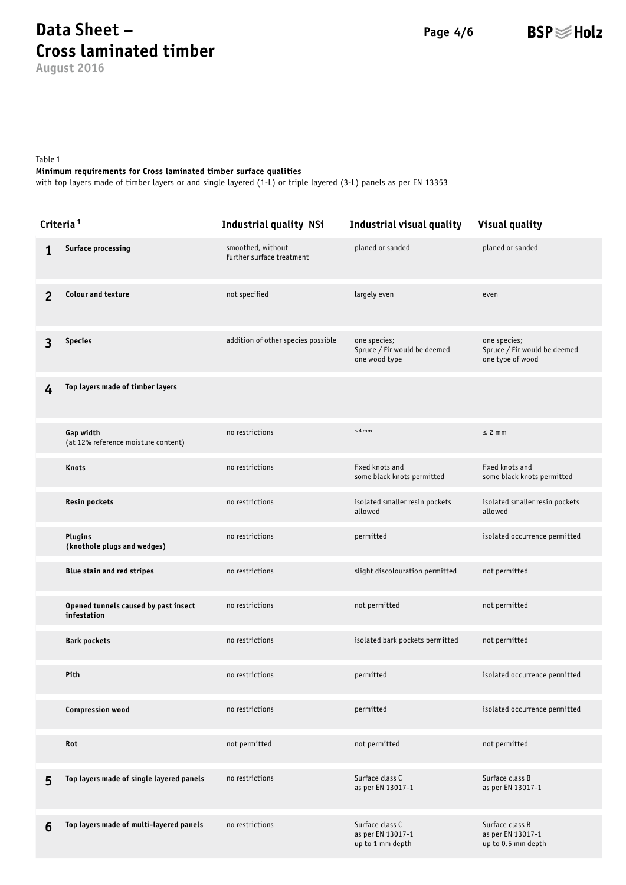Table 1

**Minimum requirements for Cross laminated timber surface qualities**

with top layers made of timber layers or and single layered (1-L) or triple layered (3-L) panels as per EN 13353

| Criteria [1] | | Industrial quality NSi | Industrial visual quality | Visual quality |
|---|---|---|---|---|
| **1** | **Surface processing** | smoothed, without further surface treatment | planed or sanded | planed or sanded |
| **2** | **Colour and texture** | not specified | largely even | even |
| **3** | **Species** | addition of other species possible | one species; Spruce / Fir would be deemed one wood type | one species; Spruce / Fir would be deemed one type of wood |
| **4** | **Top layers made of timber layers** | | | |
| | **Gap width** (at 12% reference moisture content) | no restrictions | ≤ 4 mm | ≤ 2 mm |
| | **Knots** | no restrictions | fixed knots and some black knots permitted | fixed knots and some black knots permitted |
| | **Resin pockets** | no restrictions | isolated smaller resin pockets allowed | isolated smaller resin pockets allowed |
| | **Plugins (knothole plugs and wedges)** | no restrictions | permitted | isolated occurrence permitted |
| | **Blue stain and red stripes** | no restrictions | slight discolouration permitted | not permitted |
| | **Opened tunnels caused by past insect infestation** | no restrictions | not permitted | not permitted |
| | **Bark pockets** | no restrictions | isolated bark pockets permitted | not permitted |
| | **Pith** | no restrictions | permitted | isolated occurrence permitted |
| | **Compression wood** | no restrictions | permitted | isolated occurrence permitted |
| | **Rot** | not permitted | not permitted | not permitted |
| **5** | **Top layers made of single layered panels** | no restrictions | Surface class C as per EN 13017-1 | Surface class B as per EN 13017-1 |
| **6** | **Top layers made of multi-layered panels** | no restrictions | Surface class C as per EN 13017-1 up to 1 mm depth | Surface class B as per EN 13017-1 up to 0.5 mm depth |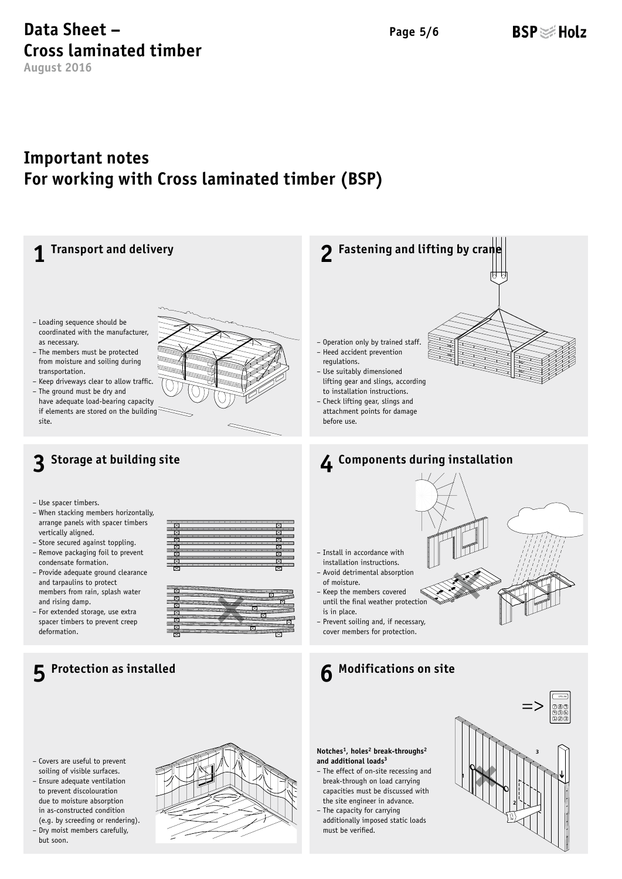# Data Sheet – Cross laminated timber

August 2016

## Important notes
## For working with Cross laminated timber (BSP)

### 1 Transport and delivery

- Loading sequence should be coordinated with the manufacturer, as necessary.
- The members must be protected from moisture and soiling during transportation.
- Keep driveways clear to allow traffic.
- The ground must be dry and have adequate load-bearing capacity if elements are stored on the building site.

### 2 Fastening and lifting by crane

- Operation only by trained staff.
- Heed accident prevention regulations.
- Use suitably dimensioned lifting gear and slings, according to installation instructions.
- Check lifting gear, slings and attachment points for damage before use.

### 3 Storage at building site

- Use spacer timbers.
- When stacking members horizontally, arrange panels with spacer timbers vertically aligned.
- Store secured against toppling.
- Remove packaging foil to prevent condensate formation.
- Provide adequate ground clearance and tarpaulins to protect members from rain, splash water and rising damp.
- For extended storage, use extra spacer timbers to prevent creep deformation.

### 4 Components during installation

- Install in accordance with installation instructions.
- Avoid detrimental absorption of moisture.
- Keep the members covered until the final weather protection is in place.
- Prevent soiling and, if necessary, cover members for protection.

### 5 Protection as installed

- Covers are useful to prevent soiling of visible surfaces.
- Ensure adequate ventilation to prevent discolouration due to moisture absorption in as-constructed condition (e.g. by screeding or rendering).
- Dry moist members carefully, but soon.

### 6 Modifications on site

**Notches[1], holes[2] break-throughs[2] and additional loads[3]**

- The effect of on-site recessing and break-through on load carrying capacities must be discussed with the site engineer in advance.
- The capacity for carrying additionally imposed static loads must be verified.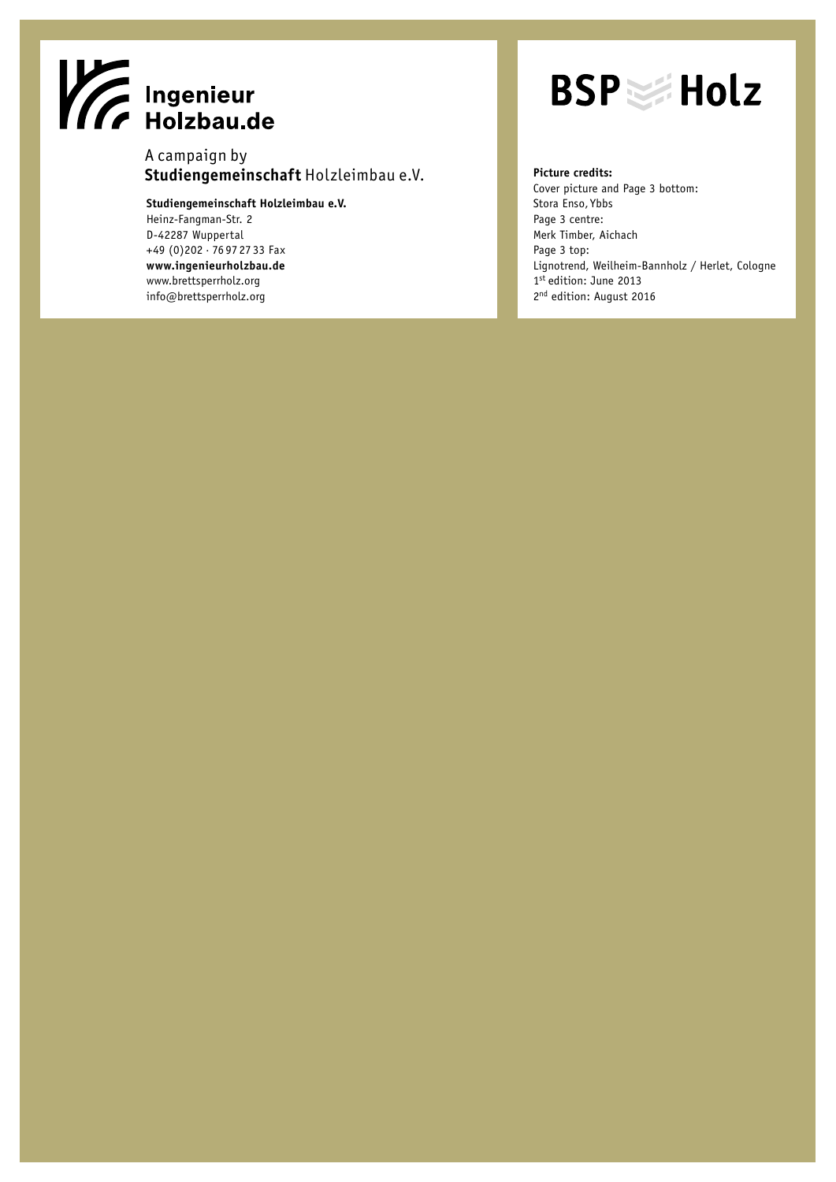Ingenieur Holzbau.de

A campaign by **Studiengemeinschaft** Holzleimbau e.V.

**Studiengemeinschaft Holzleimbau e.V.**
Heinz-Fangman-Str. 2
D-42287 Wuppertal
+49 (0)202 · 76 97 27 33 Fax
**www.ingenieurholzbau.de**
www.brettsperrholz.org
info@brettsperrholz.org

BSP Holz

**Picture credits:**
Cover picture and Page 3 bottom:
Stora Enso, Ybbs
Page 3 centre:
Merk Timber, Aichach
Page 3 top:
Lignotrend, Weilheim-Bannholz / Herlet, Cologne
1st edition: June 2013
2nd edition: August 2016